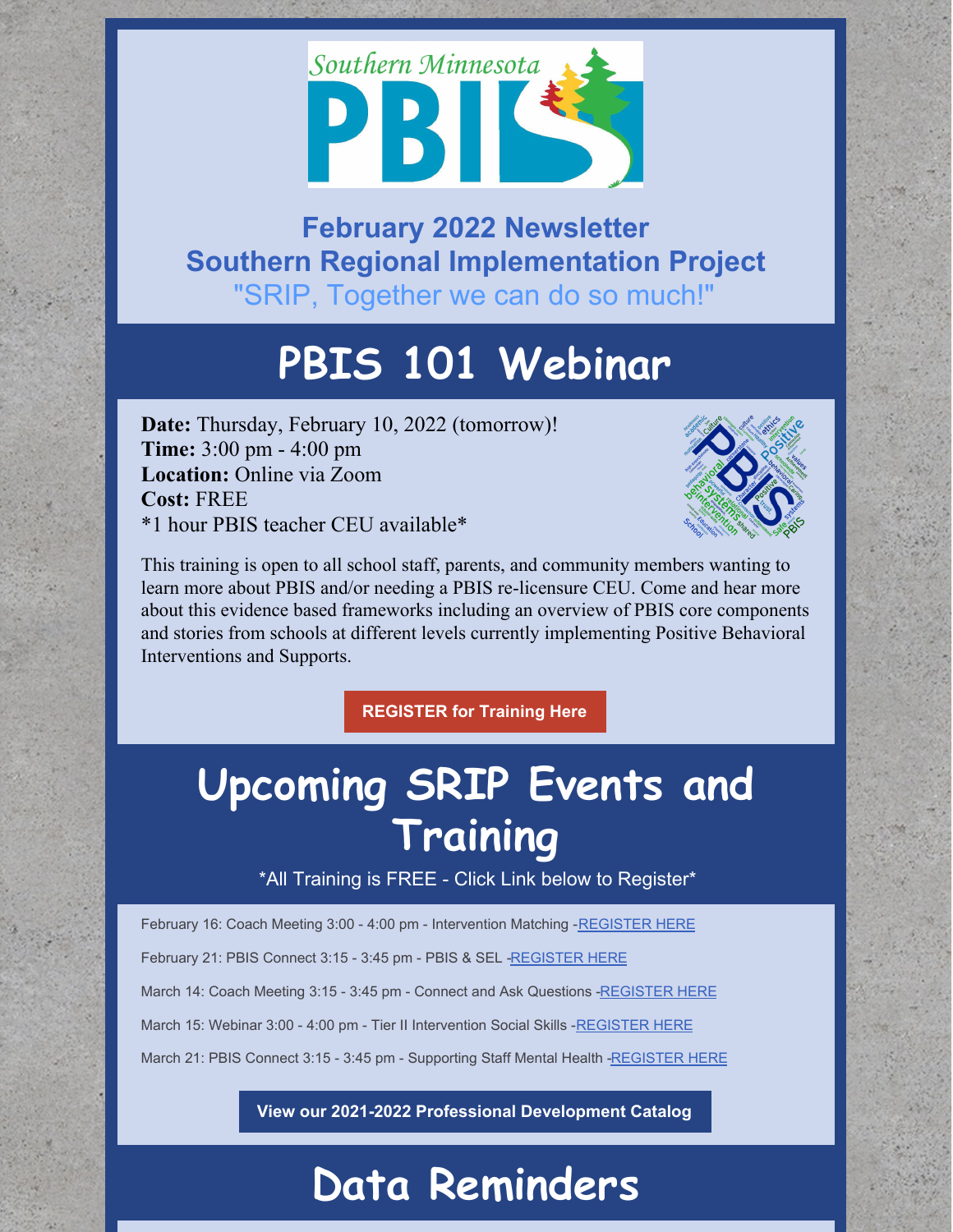# February 2022 Newsletter
# Southern Regional Implementation Project
"SRIP, Together we can do so much!"

# PBIS 101 Webinar

**Date:** Thursday, February 10, 2022 (tomorrow)!
**Time:** 3:00 pm - 4:00 pm
**Location:** Online via Zoom
**Cost:** FREE
*1 hour PBIS teacher CEU available*

This training is open to all school staff, parents, and community members wanting to learn more about PBIS and/or needing a PBIS re-licensure CEU. Come and hear more about this evidence based frameworks including an overview of PBIS core components and stories from schools at different levels currently implementing Positive Behavioral Interventions and Supports.

**REGISTER for Training Here**

# Upcoming SRIP Events and Training

*All Training is FREE - Click Link below to Register*

February 16: Coach Meeting 3:00 - 4:00 pm - Intervention Matching -REGISTER HERE

February 21: PBIS Connect 3:15 - 3:45 pm - PBIS & SEL -REGISTER HERE

March 14: Coach Meeting 3:15 - 3:45 pm - Connect and Ask Questions -REGISTER HERE

March 15: Webinar 3:00 - 4:00 pm - Tier II Intervention Social Skills -REGISTER HERE

March 21: PBIS Connect 3:15 - 3:45 pm - Supporting Staff Mental Health -REGISTER HERE

**View our 2021-2022 Professional Development Catalog**

# Data Reminders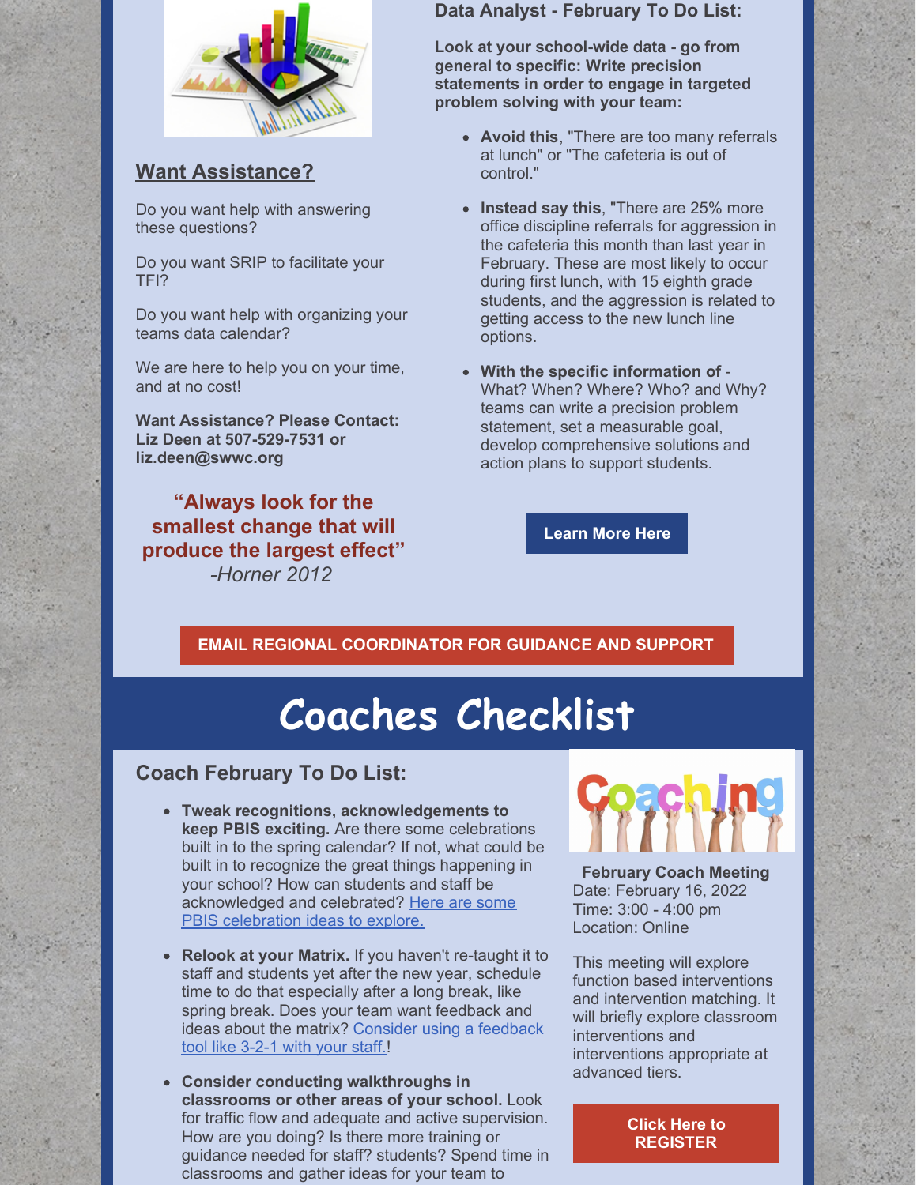## Want Assistance?

Do you want help with answering these questions?

Do you want SRIP to facilitate your TFI?

Do you want help with organizing your teams data calendar?

We are here to help you on your time, and at no cost!

**Want Assistance? Please Contact: Liz Deen at 507-529-7531 or liz.deen@swwc.org**

**"Always look for the smallest change that will produce the largest effect"**
*-Horner 2012*

**Data Analyst - February To Do List:**

**Look at your school-wide data - go from general to specific: Write precision statements in order to engage in targeted problem solving with your team:**

- **Avoid this**, "There are too many referrals at lunch" or "The cafeteria is out of control."
- **Instead say this**, "There are 25% more office discipline referrals for aggression in the cafeteria this month than last year in February. These are most likely to occur during first lunch, with 15 eighth grade students, and the aggression is related to getting access to the new lunch line options.
- **With the specific information of** - What? When? Where? Who? and Why? teams can write a precision problem statement, set a measurable goal, develop comprehensive solutions and action plans to support students.

Learn More Here

EMAIL REGIONAL COORDINATOR FOR GUIDANCE AND SUPPORT

# Coaches Checklist

### Coach February To Do List:

- **Tweak recognitions, acknowledgements to keep PBIS exciting.** Are there some celebrations built in to the spring calendar? If not, what could be built in to recognize the great things happening in your school? How can students and staff be acknowledged and celebrated? Here are some PBIS celebration ideas to explore.
- **Relook at your Matrix.** If you haven't re-taught it to staff and students yet after the new year, schedule time to do that especially after a long break, like spring break. Does your team want feedback and ideas about the matrix? Consider using a feedback tool like 3-2-1 with your staff.!
- **Consider conducting walkthroughs in classrooms or other areas of your school.** Look for traffic flow and adequate and active supervision. How are you doing? Is there more training or guidance needed for staff? students? Spend time in classrooms and gather ideas for your team to

**February Coach Meeting**
Date: February 16, 2022
Time: 3:00 - 4:00 pm
Location: Online

This meeting will explore function based interventions and intervention matching. It will briefly explore classroom interventions and interventions appropriate at advanced tiers.

Click Here to REGISTER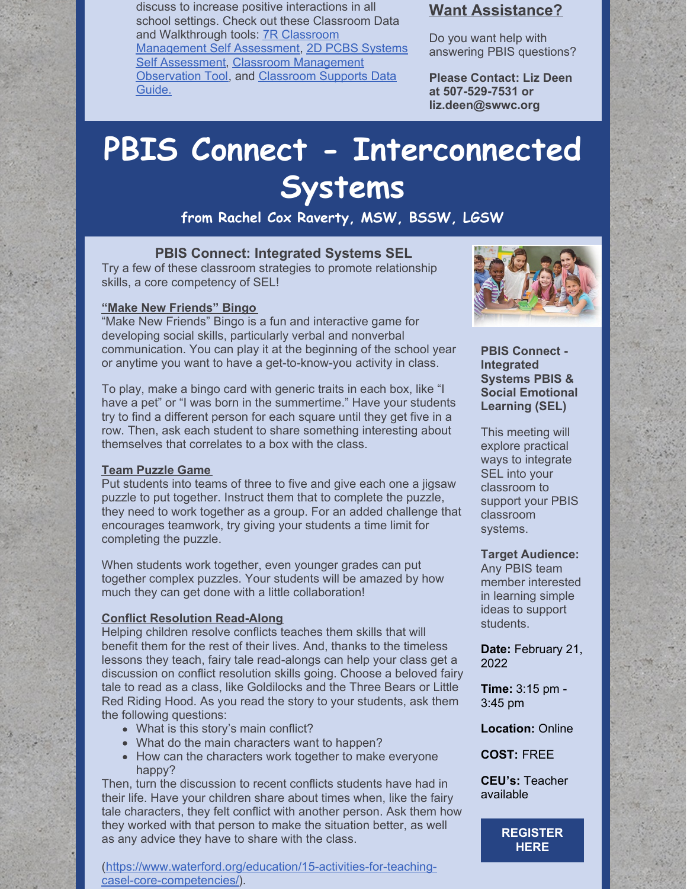discuss to increase positive interactions in all school settings. Check out these Classroom Data and Walkthrough tools: 7R Classroom Management Self Assessment, 2D PCBS Systems Self Assessment, Classroom Management Observation Tool, and Classroom Supports Data Guide.

## Want Assistance?

Do you want help with answering PBIS questions?

**Please Contact: Liz Deen at 507-529-7531 or liz.deen@swwc.org**

# PBIS Connect - Interconnected Systems

### from Rachel Cox Raverty, MSW, BSSW, LGSW

### PBIS Connect: Integrated Systems SEL

Try a few of these classroom strategies to promote relationship skills, a core competency of SEL!

**"Make New Friends" Bingo**

"Make New Friends" Bingo is a fun and interactive game for developing social skills, particularly verbal and nonverbal communication. You can play it at the beginning of the school year or anytime you want to have a get-to-know-you activity in class.

To play, make a bingo card with generic traits in each box, like "I have a pet" or "I was born in the summertime." Have your students try to find a different person for each square until they get five in a row. Then, ask each student to share something interesting about themselves that correlates to a box with the class.

**Team Puzzle Game**

Put students into teams of three to five and give each one a jigsaw puzzle to put together. Instruct them that to complete the puzzle, they need to work together as a group. For an added challenge that encourages teamwork, try giving your students a time limit for completing the puzzle.

When students work together, even younger grades can put together complex puzzles. Your students will be amazed by how much they can get done with a little collaboration!

**Conflict Resolution Read-Along**

Helping children resolve conflicts teaches them skills that will benefit them for the rest of their lives. And, thanks to the timeless lessons they teach, fairy tale read-alongs can help your class get a discussion on conflict resolution skills going. Choose a beloved fairy tale to read as a class, like Goldilocks and the Three Bears or Little Red Riding Hood. As you read the story to your students, ask them the following questions:

- What is this story's main conflict?
- What do the main characters want to happen?
- How can the characters work together to make everyone happy?

Then, turn the discussion to recent conflicts students have had in their life. Have your children share about times when, like the fairy tale characters, they felt conflict with another person. Ask them how they worked with that person to make the situation better, as well as any advice they have to share with the class.

(https://www.waterford.org/education/15-activities-for-teaching-casel-core-competencies/).

**PBIS Connect - Integrated Systems PBIS & Social Emotional Learning (SEL)**

This meeting will explore practical ways to integrate SEL into your classroom to support your PBIS classroom systems.

**Target Audience:** Any PBIS team member interested in learning simple ideas to support students.

**Date:** February 21, 2022

**Time:** 3:15 pm - 3:45 pm

**Location:** Online

**COST:** FREE

**CEU's:** Teacher available

**REGISTER HERE**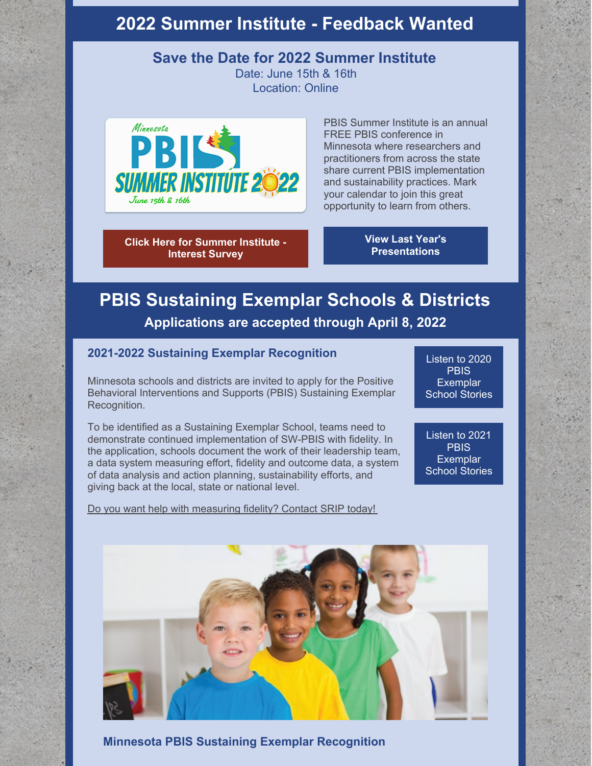# 2022 Summer Institute - Feedback Wanted

## Save the Date for 2022 Summer Institute

Date: June 15th & 16th
Location: Online

PBIS Summer Institute is an annual FREE PBIS conference in Minnesota where researchers and practitioners from across the state share current PBIS implementation and sustainability practices. Mark your calendar to join this great opportunity to learn from others.

**Click Here for Summer Institute - Interest Survey**

**View Last Year's Presentations**

# PBIS Sustaining Exemplar Schools & Districts

**Applications are accepted through April 8, 2022**

### 2021-2022 Sustaining Exemplar Recognition

Minnesota schools and districts are invited to apply for the Positive Behavioral Interventions and Supports (PBIS) Sustaining Exemplar Recognition.

To be identified as a Sustaining Exemplar School, teams need to demonstrate continued implementation of SW-PBIS with fidelity. In the application, schools document the work of their leadership team, a data system measuring effort, fidelity and outcome data, a system of data analysis and action planning, sustainability efforts, and giving back at the local, state or national level.

Do you want help with measuring fidelity? Contact SRIP today!

Listen to 2020 PBIS Exemplar School Stories

Listen to 2021 PBIS Exemplar School Stories

### Minnesota PBIS Sustaining Exemplar Recognition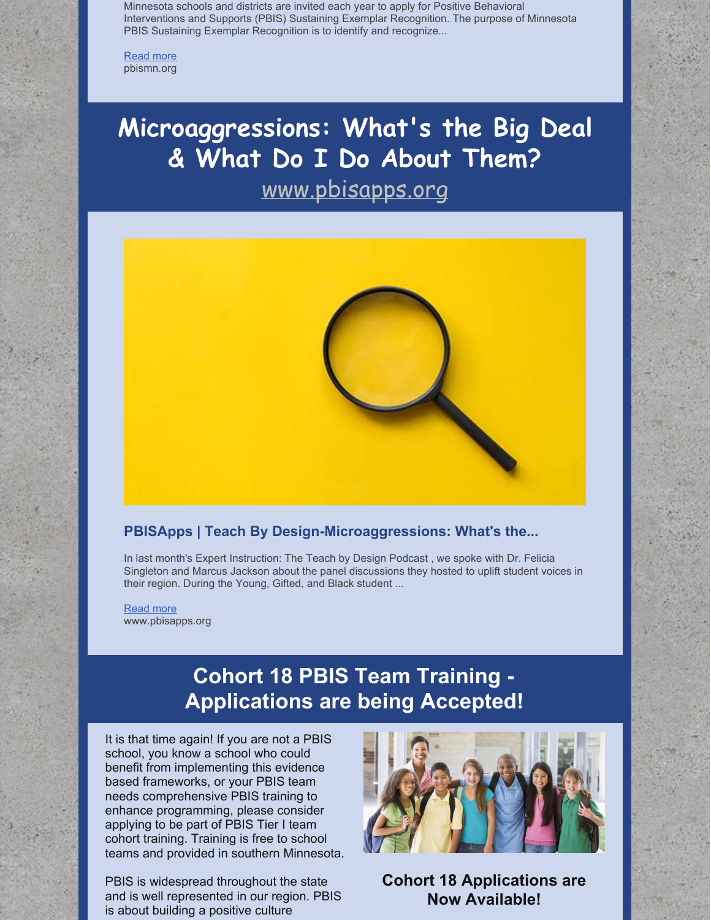Minnesota schools and districts are invited each year to apply for Positive Behavioral Interventions and Supports (PBIS) Sustaining Exemplar Recognition. The purpose of Minnesota PBIS Sustaining Exemplar Recognition is to identify and recognize...

Read more
pbismn.org

# Microaggressions: What's the Big Deal & What Do I Do About Them?

www.pbisapps.org

### PBISApps | Teach By Design-Microaggressions: What's the...

In last month's Expert Instruction: The Teach by Design Podcast , we spoke with Dr. Felicia Singleton and Marcus Jackson about the panel discussions they hosted to uplift student voices in their region. During the Young, Gifted, and Black student ...

Read more
www.pbisapps.org

# Cohort 18 PBIS Team Training - Applications are being Accepted!

It is that time again! If you are not a PBIS school, you know a school who could benefit from implementing this evidence based frameworks, or your PBIS team needs comprehensive PBIS training to enhance programming, please consider applying to be part of PBIS Tier I team cohort training. Training is free to school teams and provided in southern Minnesota.

PBIS is widespread throughout the state and is well represented in our region. PBIS is about building a positive culture

**Cohort 18 Applications are Now Available!**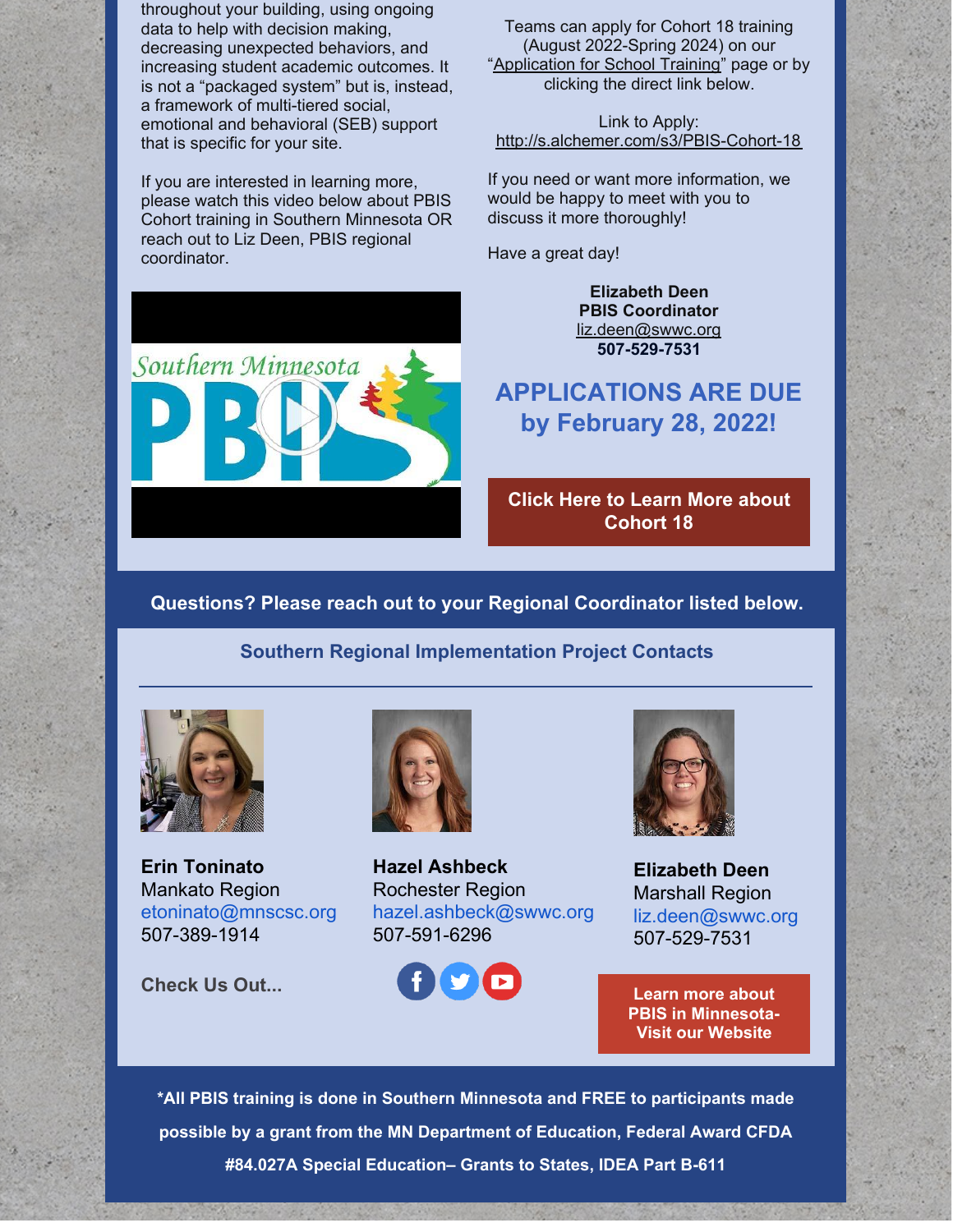throughout your building, using ongoing data to help with decision making, decreasing unexpected behaviors, and increasing student academic outcomes. It is not a "packaged system" but is, instead, a framework of multi-tiered social, emotional and behavioral (SEB) support that is specific for your site.

If you are interested in learning more, please watch this video below about PBIS Cohort training in Southern Minnesota OR reach out to Liz Deen, PBIS regional coordinator.

Teams can apply for Cohort 18 training (August 2022-Spring 2024) on our "Application for School Training" page or by clicking the direct link below.

Link to Apply:
http://s.alchemer.com/s3/PBIS-Cohort-18

If you need or want more information, we would be happy to meet with you to discuss it more thoroughly!

Have a great day!

**Elizabeth Deen**
**PBIS Coordinator**
liz.deen@swwc.org
**507-529-7531**

## APPLICATIONS ARE DUE by February 28, 2022!

**Click Here to Learn More about Cohort 18**

**Questions? Please reach out to your Regional Coordinator listed below.**

### Southern Regional Implementation Project Contacts

**Erin Toninato**
Mankato Region
etoninato@mnscsc.org
507-389-1914

**Hazel Ashbeck**
Rochester Region
hazel.ashbeck@swwc.org
507-591-6296

**Elizabeth Deen**
Marshall Region
liz.deen@swwc.org
507-529-7531

**Check Us Out...**

**Learn more about PBIS in Minnesota- Visit our Website**

**\*All PBIS training is done in Southern Minnesota and FREE to participants made possible by a grant from the MN Department of Education, Federal Award CFDA #84.027A Special Education– Grants to States, IDEA Part B-611**